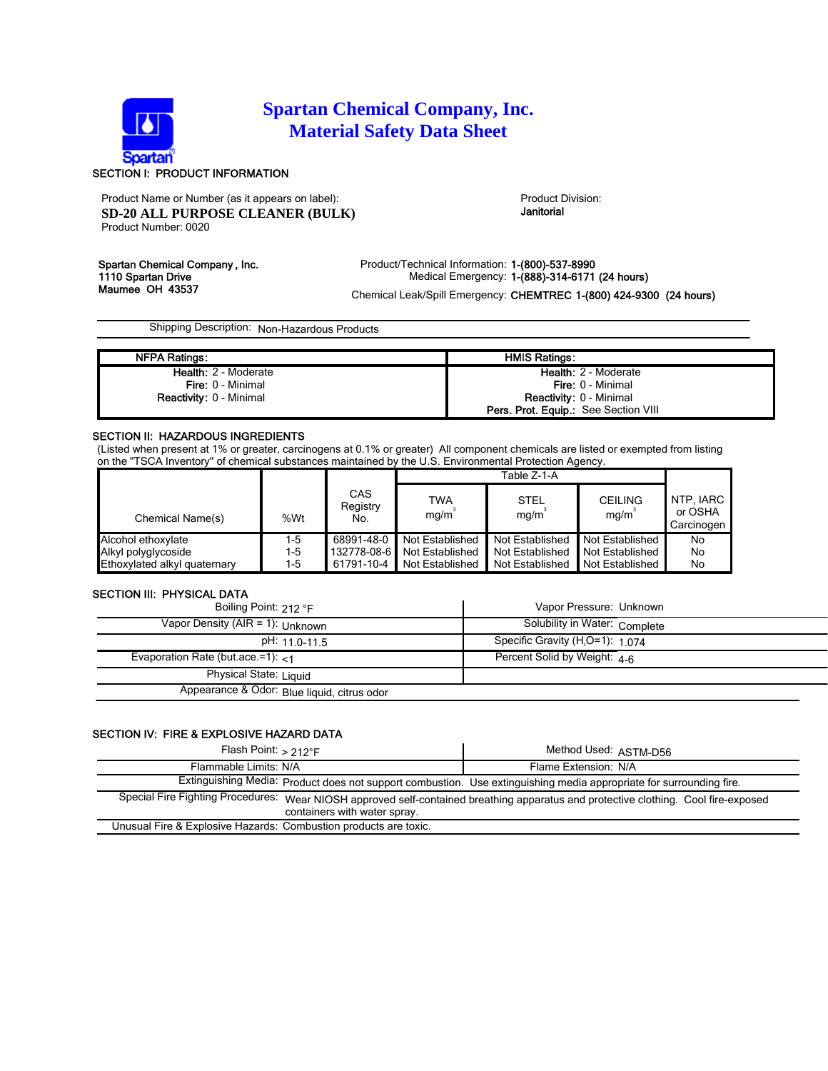# Spartan Chemical Company, Inc.
# Material Safety Data Sheet

## SECTION I: PRODUCT INFORMATION

Product Name or Number (as it appears on label):
**SD-20 ALL PURPOSE CLEANER (BULK)**
Product Number: 0020

Product Division:
**Janitorial**

**Spartan Chemical Company , Inc.**
**1110 Spartan Drive**
**Maumee OH 43537**

Product/Technical Information: **1-(800)-537-8990**
Medical Emergency: **1-(888)-314-6171 (24 hours)**
Chemical Leak/Spill Emergency: **CHEMTREC 1-(800) 424-9300 (24 hours)**

Shipping Description: Non-Hazardous Products

| NFPA Ratings: | HMIS Ratings: |
|---|---|
| **Health:** 2 - Moderate | **Health:** 2 - Moderate |
| **Fire:** 0 - Minimal | **Fire:** 0 - Minimal |
| **Reactivity:** 0 - Minimal | **Reactivity:** 0 - Minimal |
| | **Pers. Prot. Equip.:** See Section VIII |

## SECTION II: HAZARDOUS INGREDIENTS

(Listed when present at 1% or greater, carcinogens at 0.1% or greater) All component chemicals are listed or exempted from listing on the "TSCA Inventory" of chemical substances maintained by the U.S. Environmental Protection Agency.

| Chemical Name(s) | %Wt | CAS Registry No. | Table Z-1-A TWA $mg/m^3$ | STEL $mg/m^3$ | CEILING $mg/m^3$ | NTP, IARC or OSHA Carcinogen |
|---|---|---|---|---|---|---|
| Alcohol ethoxylate | 1-5 | 68991-48-0 | Not Established | Not Established | Not Established | No |
| Alkyl polyglycoside | 1-5 | 132778-08-6 | Not Established | Not Established | Not Established | No |
| Ethoxylated alkyl quaternary | 1-5 | 61791-10-4 | Not Established | Not Established | Not Established | No |

## SECTION III: PHYSICAL DATA

| | |
|---|---|
| Boiling Point: 212 °F | Vapor Pressure: Unknown |
| Vapor Density (AIR = 1): Unknown | Solubility in Water: Complete |
| pH: 11.0-11.5 | Specific Gravity ($H_2O$=1): 1.074 |
| Evaporation Rate (but.ace.=1): <1 | Percent Solid by Weight: 4-6 |
| Physical State: Liquid | |
| Appearance & Odor: Blue liquid, citrus odor | |

## SECTION IV: FIRE & EXPLOSIVE HAZARD DATA

| | |
|---|---|
| Flash Point: > 212°F | Method Used: ASTM-D56 |
| Flammable Limits: N/A | Flame Extension: N/A |

Extinguishing Media: Product does not support combustion. Use extinguishing media appropriate for surrounding fire.

Special Fire Fighting Procedures: Wear NIOSH approved self-contained breathing apparatus and protective clothing. Cool fire-exposed containers with water spray.

Unusual Fire & Explosive Hazards: Combustion products are toxic.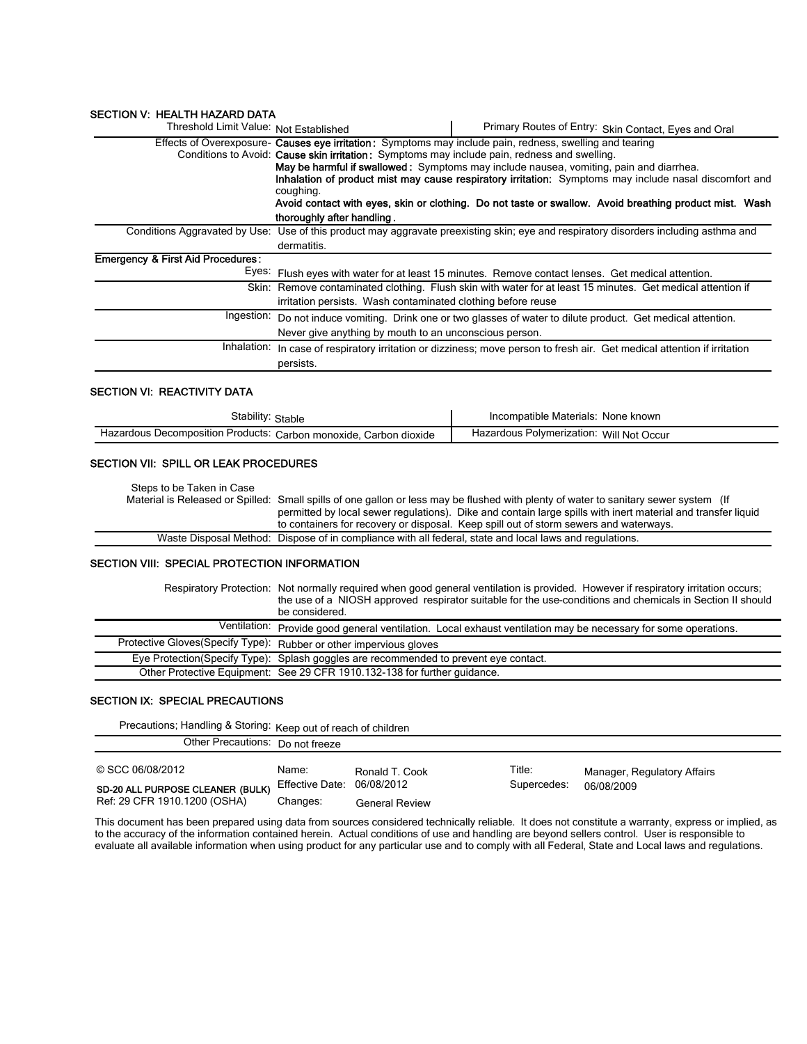## SECTION V: HEALTH HAZARD DATA

| | | | |
|---|---|---|---|
| Threshold Limit Value: | Not Established | Primary Routes of Entry: | Skin Contact, Eyes and Oral |

| | |
|---|---|
| Effects of Overexposure-Conditions to Avoid: | **Causes eye irritation:** Symptoms may include pain, redness, swelling and tearing<br>**Cause skin irritation:** Symptoms may include pain, redness and swelling.<br>**May be harmful if swallowed:** Symptoms may include nausea, vomiting, pain and diarrhea.<br>**Inhalation of product mist may cause respiratory irritation:** Symptoms may include nasal discomfort and coughing.<br>**Avoid contact with eyes, skin or clothing. Do not taste or swallow. Avoid breathing product mist. Wash thoroughly after handling.** |
| Conditions Aggravated by Use: | Use of this product may aggravate preexisting skin; eye and respiratory disorders including asthma and dermatitis. |
| **Emergency & First Aid Procedures:** | |
| Eyes: | Flush eyes with water for at least 15 minutes. Remove contact lenses. Get medical attention. |
| Skin: | Remove contaminated clothing. Flush skin with water for at least 15 minutes. Get medical attention if irritation persists. Wash contaminated clothing before reuse |
| Ingestion: | Do not induce vomiting. Drink one or two glasses of water to dilute product. Get medical attention. Never give anything by mouth to an unconscious person. |
| Inhalation: | In case of respiratory irritation or dizziness; move person to fresh air. Get medical attention if irritation persists. |

## SECTION VI: REACTIVITY DATA

| | | | |
|---|---|---|---|
| Stability: | Stable | Incompatible Materials: | None known |
| Hazardous Decomposition Products: | Carbon monoxide, Carbon dioxide | Hazardous Polymerization: | Will Not Occur |

## SECTION VII: SPILL OR LEAK PROCEDURES

| | |
|---|---|
| Steps to be Taken in Case Material is Released or Spilled: | Small spills of one gallon or less may be flushed with plenty of water to sanitary sewer system (If permitted by local sewer regulations). Dike and contain large spills with inert material and transfer liquid to containers for recovery or disposal. Keep spill out of storm sewers and waterways. |
| Waste Disposal Method: | Dispose of in compliance with all federal, state and local laws and regulations. |

## SECTION VIII: SPECIAL PROTECTION INFORMATION

| | |
|---|---|
| Respiratory Protection: | Not normally required when good general ventilation is provided. However if respiratory irritation occurs; the use of a NIOSH approved respirator suitable for the use-conditions and chemicals in Section II should be considered. |
| Ventilation: | Provide good general ventilation. Local exhaust ventilation may be necessary for some operations. |
| Protective Gloves(Specify Type): | Rubber or other impervious gloves |
| Eye Protection(Specify Type): | Splash goggles are recommended to prevent eye contact. |
| Other Protective Equipment: | See 29 CFR 1910.132-138 for further guidance. |

## SECTION IX: SPECIAL PRECAUTIONS

| | |
|---|---|
| Precautions; Handling & Storing: | Keep out of reach of children |
| Other Precautions: | Do not freeze |

| | | | | |
|---|---|---|---|---|
| © SCC 06/08/2012 | Name: | Ronald T. Cook | Title: | Manager, Regulatory Affairs |
| **SD-20 ALL PURPOSE CLEANER (BULK)** | Effective Date: | 06/08/2012 | Supercedes: | 06/08/2009 |
| Ref: 29 CFR 1910.1200 (OSHA) | Changes: | General Review | | |

This document has been prepared using data from sources considered technically reliable. It does not constitute a warranty, express or implied, as to the accuracy of the information contained herein. Actual conditions of use and handling are beyond sellers control. User is responsible to evaluate all available information when using product for any particular use and to comply with all Federal, State and Local laws and regulations.